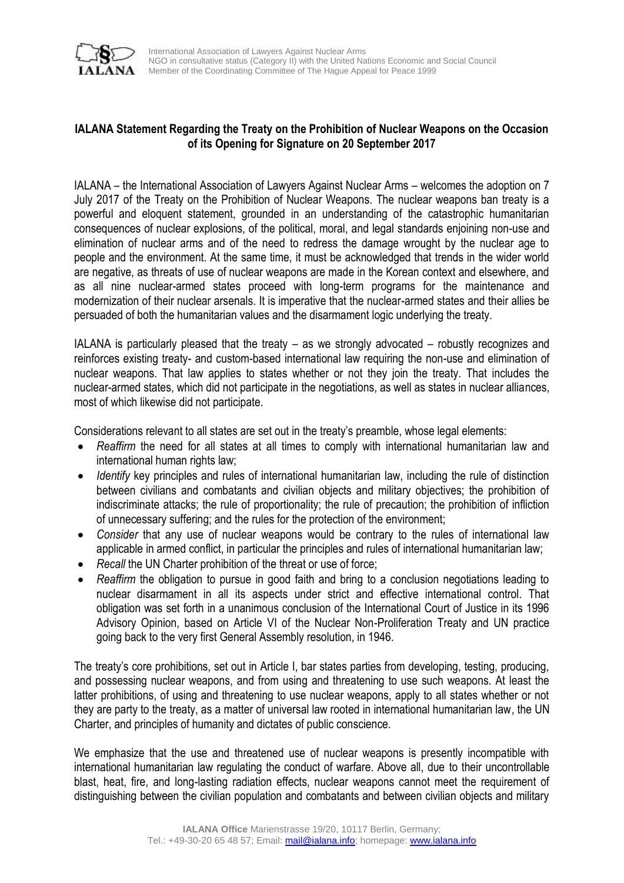# IALANA Statement Regarding the Treaty on the Prohibition of Nuclear Weapons on the Occasion of its Opening for Signature on 20 September 2017

IALANA – the International Association of Lawyers Against Nuclear Arms – welcomes the adoption on 7 July 2017 of the Treaty on the Prohibition of Nuclear Weapons. The nuclear weapons ban treaty is a powerful and eloquent statement, grounded in an understanding of the catastrophic humanitarian consequences of nuclear explosions, of the political, moral, and legal standards enjoining non-use and elimination of nuclear arms and of the need to redress the damage wrought by the nuclear age to people and the environment. At the same time, it must be acknowledged that trends in the wider world are negative, as threats of use of nuclear weapons are made in the Korean context and elsewhere, and as all nine nuclear-armed states proceed with long-term programs for the maintenance and modernization of their nuclear arsenals. It is imperative that the nuclear-armed states and their allies be persuaded of both the humanitarian values and the disarmament logic underlying the treaty.

IALANA is particularly pleased that the treaty – as we strongly advocated – robustly recognizes and reinforces existing treaty- and custom-based international law requiring the non-use and elimination of nuclear weapons. That law applies to states whether or not they join the treaty. That includes the nuclear-armed states, which did not participate in the negotiations, as well as states in nuclear alliances, most of which likewise did not participate.

Considerations relevant to all states are set out in the treaty's preamble, whose legal elements:

- *Reaffirm* the need for all states at all times to comply with international humanitarian law and international human rights law;
- *Identify* key principles and rules of international humanitarian law, including the rule of distinction between civilians and combatants and civilian objects and military objectives; the prohibition of indiscriminate attacks; the rule of proportionality; the rule of precaution; the prohibition of infliction of unnecessary suffering; and the rules for the protection of the environment;
- *Consider* that any use of nuclear weapons would be contrary to the rules of international law applicable in armed conflict, in particular the principles and rules of international humanitarian law;
- *Recall* the UN Charter prohibition of the threat or use of force;
- *Reaffirm* the obligation to pursue in good faith and bring to a conclusion negotiations leading to nuclear disarmament in all its aspects under strict and effective international control. That obligation was set forth in a unanimous conclusion of the International Court of Justice in its 1996 Advisory Opinion, based on Article VI of the Nuclear Non-Proliferation Treaty and UN practice going back to the very first General Assembly resolution, in 1946.

The treaty's core prohibitions, set out in Article I, bar states parties from developing, testing, producing, and possessing nuclear weapons, and from using and threatening to use such weapons. At least the latter prohibitions, of using and threatening to use nuclear weapons, apply to all states whether or not they are party to the treaty, as a matter of universal law rooted in international humanitarian law, the UN Charter, and principles of humanity and dictates of public conscience.

We emphasize that the use and threatened use of nuclear weapons is presently incompatible with international humanitarian law regulating the conduct of warfare. Above all, due to their uncontrollable blast, heat, fire, and long-lasting radiation effects, nuclear weapons cannot meet the requirement of distinguishing between the civilian population and combatants and between civilian objects and military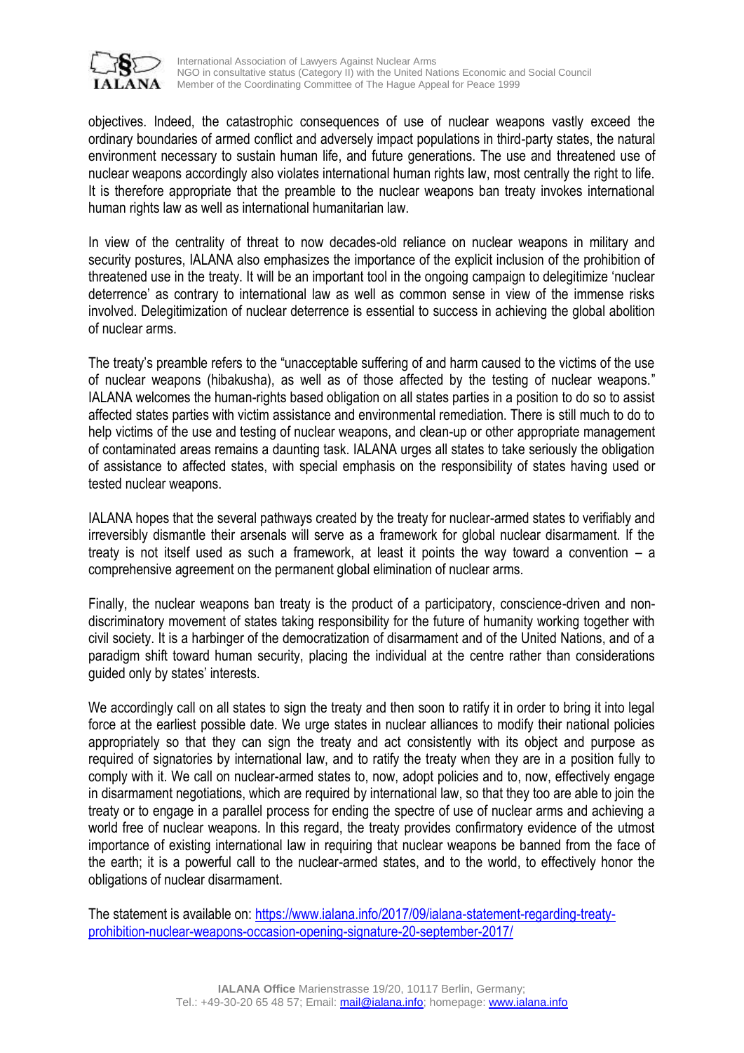objectives. Indeed, the catastrophic consequences of use of nuclear weapons vastly exceed the ordinary boundaries of armed conflict and adversely impact populations in third-party states, the natural environment necessary to sustain human life, and future generations. The use and threatened use of nuclear weapons accordingly also violates international human rights law, most centrally the right to life. It is therefore appropriate that the preamble to the nuclear weapons ban treaty invokes international human rights law as well as international humanitarian law.

In view of the centrality of threat to now decades-old reliance on nuclear weapons in military and security postures, IALANA also emphasizes the importance of the explicit inclusion of the prohibition of threatened use in the treaty. It will be an important tool in the ongoing campaign to delegitimize 'nuclear deterrence' as contrary to international law as well as common sense in view of the immense risks involved. Delegitimization of nuclear deterrence is essential to success in achieving the global abolition of nuclear arms.

The treaty's preamble refers to the "unacceptable suffering of and harm caused to the victims of the use of nuclear weapons (hibakusha), as well as of those affected by the testing of nuclear weapons." IALANA welcomes the human-rights based obligation on all states parties in a position to do so to assist affected states parties with victim assistance and environmental remediation. There is still much to do to help victims of the use and testing of nuclear weapons, and clean-up or other appropriate management of contaminated areas remains a daunting task. IALANA urges all states to take seriously the obligation of assistance to affected states, with special emphasis on the responsibility of states having used or tested nuclear weapons.

IALANA hopes that the several pathways created by the treaty for nuclear-armed states to verifiably and irreversibly dismantle their arsenals will serve as a framework for global nuclear disarmament. If the treaty is not itself used as such a framework, at least it points the way toward a convention – a comprehensive agreement on the permanent global elimination of nuclear arms.

Finally, the nuclear weapons ban treaty is the product of a participatory, conscience-driven and non-discriminatory movement of states taking responsibility for the future of humanity working together with civil society. It is a harbinger of the democratization of disarmament and of the United Nations, and of a paradigm shift toward human security, placing the individual at the centre rather than considerations guided only by states' interests.

We accordingly call on all states to sign the treaty and then soon to ratify it in order to bring it into legal force at the earliest possible date. We urge states in nuclear alliances to modify their national policies appropriately so that they can sign the treaty and act consistently with its object and purpose as required of signatories by international law, and to ratify the treaty when they are in a position fully to comply with it. We call on nuclear-armed states to, now, adopt policies and to, now, effectively engage in disarmament negotiations, which are required by international law, so that they too are able to join the treaty or to engage in a parallel process for ending the spectre of use of nuclear arms and achieving a world free of nuclear weapons. In this regard, the treaty provides confirmatory evidence of the utmost importance of existing international law in requiring that nuclear weapons be banned from the face of the earth; it is a powerful call to the nuclear-armed states, and to the world, to effectively honor the obligations of nuclear disarmament.

The statement is available on: [https://www.ialana.info/2017/09/ialana-statement-regarding-treaty-prohibition-nuclear-weapons-occasion-opening-signature-20-september-2017/](https://www.ialana.info/2017/09/ialana-statement-regarding-treaty-prohibition-nuclear-weapons-occasion-opening-signature-20-september-2017/)